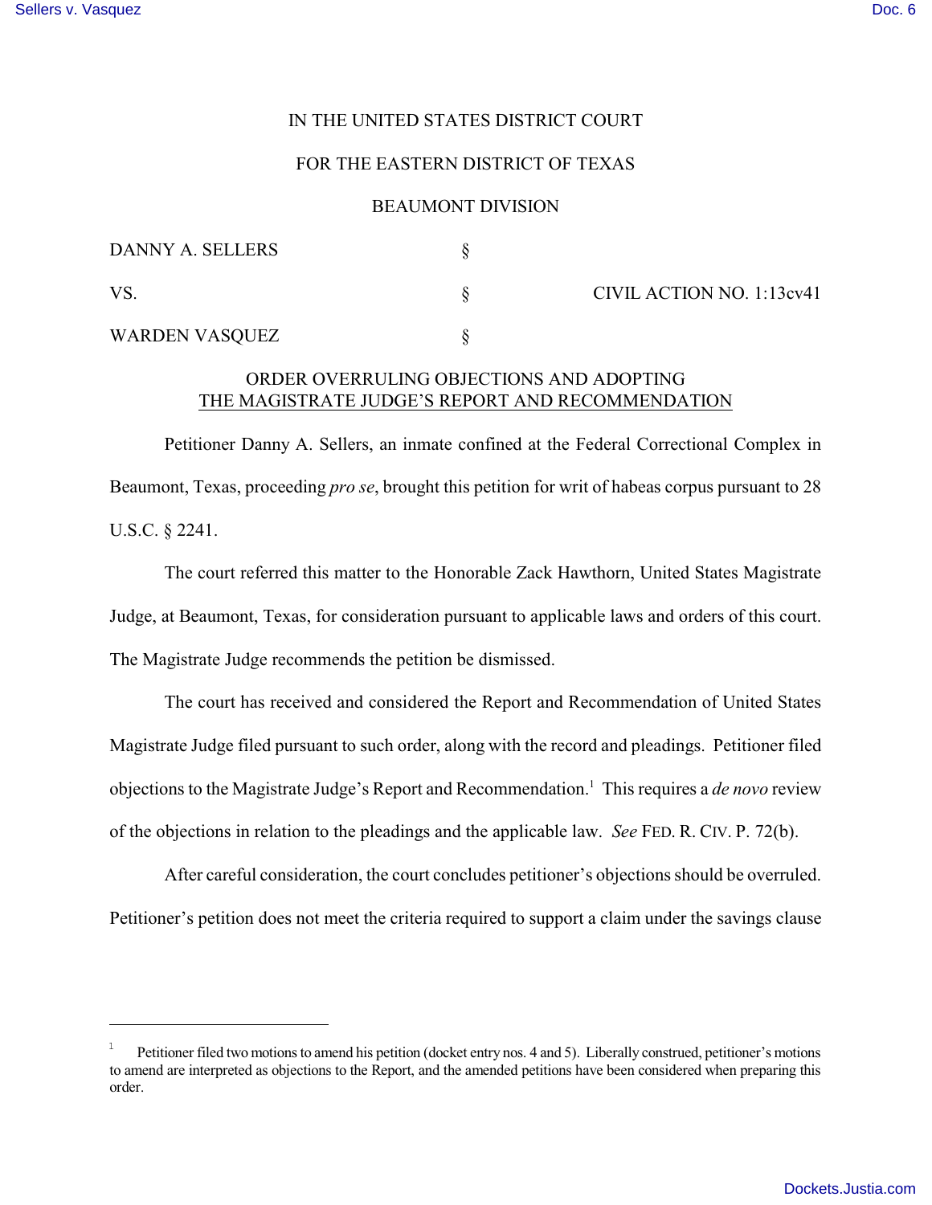IN THE UNITED STATES DISTRICT COURT

FOR THE EASTERN DISTRICT OF TEXAS

BEAUMONT DIVISION

| | | |
|---|---|---|
| DANNY A. SELLERS | § | |
| VS. | § | CIVIL ACTION NO. 1:13cv41 |
| WARDEN VASQUEZ | § | |

ORDER OVERRULING OBJECTIONS AND ADOPTING THE MAGISTRATE JUDGE'S REPORT AND RECOMMENDATION

Petitioner Danny A. Sellers, an inmate confined at the Federal Correctional Complex in Beaumont, Texas, proceeding *pro se*, brought this petition for writ of habeas corpus pursuant to 28 U.S.C. § 2241.

The court referred this matter to the Honorable Zack Hawthorn, United States Magistrate Judge, at Beaumont, Texas, for consideration pursuant to applicable laws and orders of this court. The Magistrate Judge recommends the petition be dismissed.

The court has received and considered the Report and Recommendation of United States Magistrate Judge filed pursuant to such order, along with the record and pleadings. Petitioner filed objections to the Magistrate Judge's Report and Recommendation.[1] This requires a *de novo* review of the objections in relation to the pleadings and the applicable law. *See* FED. R. CIV. P. 72(b).

After careful consideration, the court concludes petitioner's objections should be overruled. Petitioner's petition does not meet the criteria required to support a claim under the savings clause

---

[1] Petitioner filed two motions to amend his petition (docket entry nos. 4 and 5). Liberally construed, petitioner's motions to amend are interpreted as objections to the Report, and the amended petitions have been considered when preparing this order.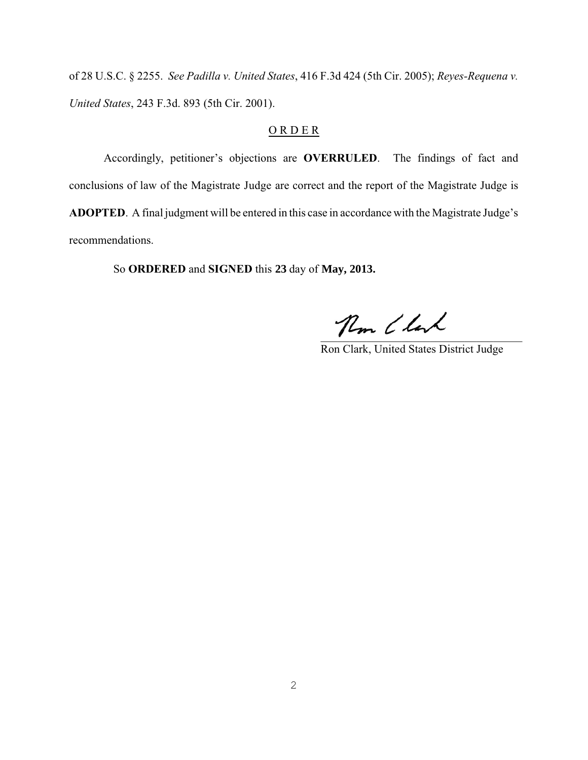of 28 U.S.C. § 2255. *See Padilla v. United States*, 416 F.3d 424 (5th Cir. 2005); *Reyes-Requena v. United States*, 243 F.3d. 893 (5th Cir. 2001).

O R D E R

Accordingly, petitioner's objections are **OVERRULED**. The findings of fact and conclusions of law of the Magistrate Judge are correct and the report of the Magistrate Judge is **ADOPTED**. A final judgment will be entered in this case in accordance with the Magistrate Judge's recommendations.

So **ORDERED** and **SIGNED** this **23** day of **May, 2013.**

Ron Clark, United States District Judge